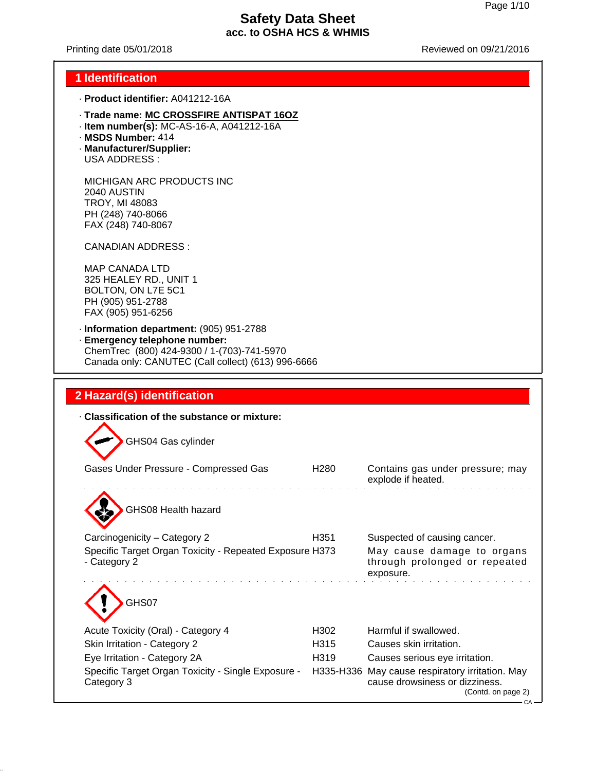# Safety Data Sheet
**acc. to OSHA HCS & WHMIS**

Printing date 05/01/2018 Reviewed on 09/21/2016

## 1 Identification

· **Product identifier:** A041212-16A

· **Trade name:** **MC CROSSFIRE ANTISPAT 16OZ**
· **Item number(s):** MC-AS-16-A, A041212-16A
· **MSDS Number:** 414
· **Manufacturer/Supplier:**
USA ADDRESS :

MICHIGAN ARC PRODUCTS INC
2040 AUSTIN
TROY, MI 48083
PH (248) 740-8066
FAX (248) 740-8067

CANADIAN ADDRESS :

MAP CANADA LTD
325 HEALEY RD., UNIT 1
BOLTON, ON L7E 5C1
PH (905) 951-2788
FAX (905) 951-6256

· **Information department:** (905) 951-2788
· **Emergency telephone number:**
ChemTrec (800) 424-9300 / 1-(703)-741-5970
Canada only: CANUTEC (Call collect) (613) 996-6666

## 2 Hazard(s) identification

· **Classification of the substance or mixture:**

GHS04 Gas cylinder

| | | |
|---|---|---|
| Gases Under Pressure - Compressed Gas | H280 | Contains gas under pressure; may explode if heated. |

GHS08 Health hazard

| | | |
|---|---|---|
| Carcinogenicity – Category 2 | H351 | Suspected of causing cancer. |
| Specific Target Organ Toxicity - Repeated Exposure - Category 2 | H373 | May cause damage to organs through prolonged or repeated exposure. |

GHS07

| | | |
|---|---|---|
| Acute Toxicity (Oral) - Category 4 | H302 | Harmful if swallowed. |
| Skin Irritation - Category 2 | H315 | Causes skin irritation. |
| Eye Irritation - Category 2A | H319 | Causes serious eye irritation. |
| Specific Target Organ Toxicity - Single Exposure - Category 3 | H335-H336 | May cause respiratory irritation. May cause drowsiness or dizziness. |

(Contd. on page 2)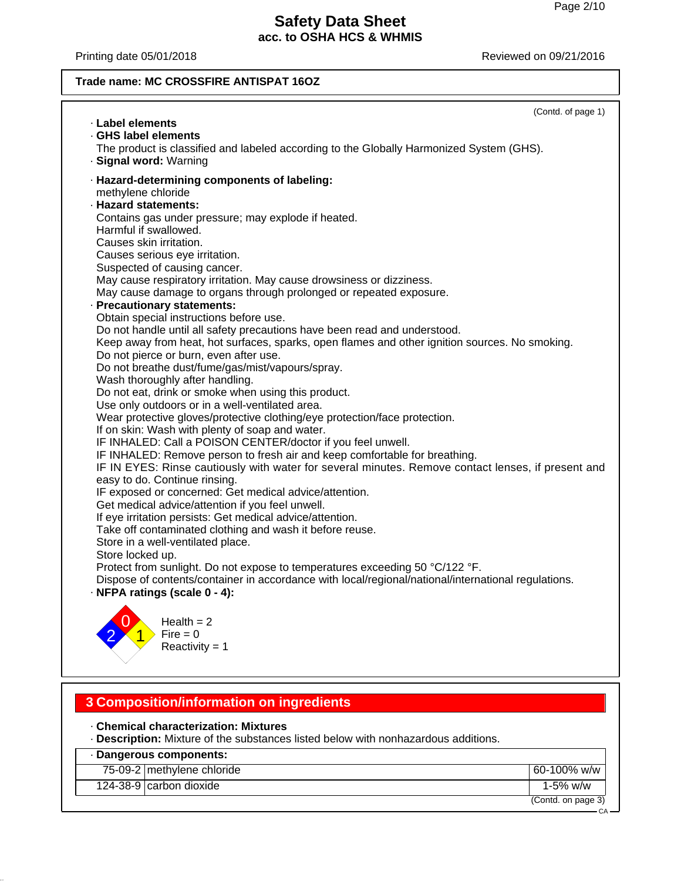**Trade name: MC CROSSFIRE ANTISPAT 16OZ**

(Contd. of page 1)

· **Label elements**
· **GHS label elements**
The product is classified and labeled according to the Globally Harmonized System (GHS).
· **Signal word:** Warning

· **Hazard-determining components of labeling:**
methylene chloride
· **Hazard statements:**
Contains gas under pressure; may explode if heated.
Harmful if swallowed.
Causes skin irritation.
Causes serious eye irritation.
Suspected of causing cancer.
May cause respiratory irritation. May cause drowsiness or dizziness.
May cause damage to organs through prolonged or repeated exposure.
· **Precautionary statements:**
Obtain special instructions before use.
Do not handle until all safety precautions have been read and understood.
Keep away from heat, hot surfaces, sparks, open flames and other ignition sources. No smoking.
Do not pierce or burn, even after use.
Do not breathe dust/fume/gas/mist/vapours/spray.
Wash thoroughly after handling.
Do not eat, drink or smoke when using this product.
Use only outdoors or in a well-ventilated area.
Wear protective gloves/protective clothing/eye protection/face protection.
If on skin: Wash with plenty of soap and water.
IF INHALED: Call a POISON CENTER/doctor if you feel unwell.
IF INHALED: Remove person to fresh air and keep comfortable for breathing.
IF IN EYES: Rinse cautiously with water for several minutes. Remove contact lenses, if present and easy to do. Continue rinsing.
IF exposed or concerned: Get medical advice/attention.
Get medical advice/attention if you feel unwell.
If eye irritation persists: Get medical advice/attention.
Take off contaminated clothing and wash it before reuse.
Store in a well-ventilated place.
Store locked up.
Protect from sunlight. Do not expose to temperatures exceeding 50 °C/122 °F.
Dispose of contents/container in accordance with local/regional/national/international regulations.
· **NFPA ratings (scale 0 - 4):**

Health = 2
Fire = 0
Reactivity = 1

## 3 Composition/information on ingredients

· **Chemical characterization: Mixtures**
· **Description:** Mixture of the substances listed below with nonhazardous additions.

· **Dangerous components:**

| | | |
|---|---|---|
| 75-09-2 | methylene chloride | 60-100% w/w |
| 124-38-9 | carbon dioxide | 1-5% w/w |

(Contd. on page 3)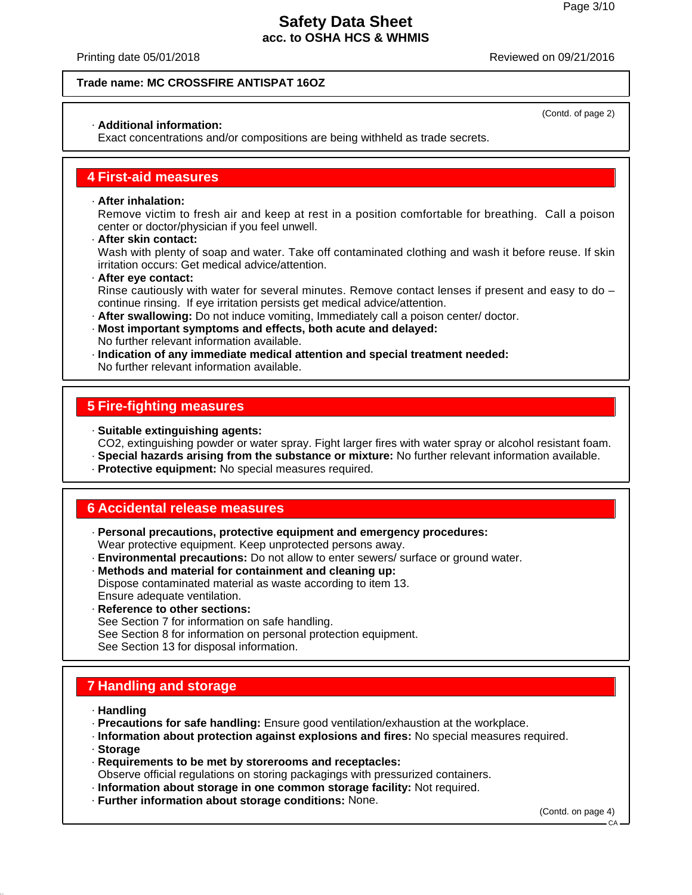Trade name: MC CROSSFIRE ANTISPAT 16OZ

(Contd. of page 2)

· **Additional information:**
Exact concentrations and/or compositions are being withheld as trade secrets.

## 4 First-aid measures

· **After inhalation:**
Remove victim to fresh air and keep at rest in a position comfortable for breathing. Call a poison center or doctor/physician if you feel unwell.
· **After skin contact:**
Wash with plenty of soap and water. Take off contaminated clothing and wash it before reuse. If skin irritation occurs: Get medical advice/attention.
· **After eye contact:**
Rinse cautiously with water for several minutes. Remove contact lenses if present and easy to do – continue rinsing. If eye irritation persists get medical advice/attention.
· **After swallowing:** Do not induce vomiting, Immediately call a poison center/ doctor.
· **Most important symptoms and effects, both acute and delayed:**
No further relevant information available.
· **Indication of any immediate medical attention and special treatment needed:**
No further relevant information available.

## 5 Fire-fighting measures

· **Suitable extinguishing agents:**
$CO_2$, extinguishing powder or water spray. Fight larger fires with water spray or alcohol resistant foam.
· **Special hazards arising from the substance or mixture:** No further relevant information available.
· **Protective equipment:** No special measures required.

## 6 Accidental release measures

· **Personal precautions, protective equipment and emergency procedures:**
Wear protective equipment. Keep unprotected persons away.
· **Environmental precautions:** Do not allow to enter sewers/ surface or ground water.
· **Methods and material for containment and cleaning up:**
Dispose contaminated material as waste according to item 13.
Ensure adequate ventilation.
· **Reference to other sections:**
See Section 7 for information on safe handling.
See Section 8 for information on personal protection equipment.
See Section 13 for disposal information.

## 7 Handling and storage

· **Handling**
· **Precautions for safe handling:** Ensure good ventilation/exhaustion at the workplace.
· **Information about protection against explosions and fires:** No special measures required.
· **Storage**
· **Requirements to be met by storerooms and receptacles:**
Observe official regulations on storing packagings with pressurized containers.
· **Information about storage in one common storage facility:** Not required.
· **Further information about storage conditions:** None.

(Contd. on page 4)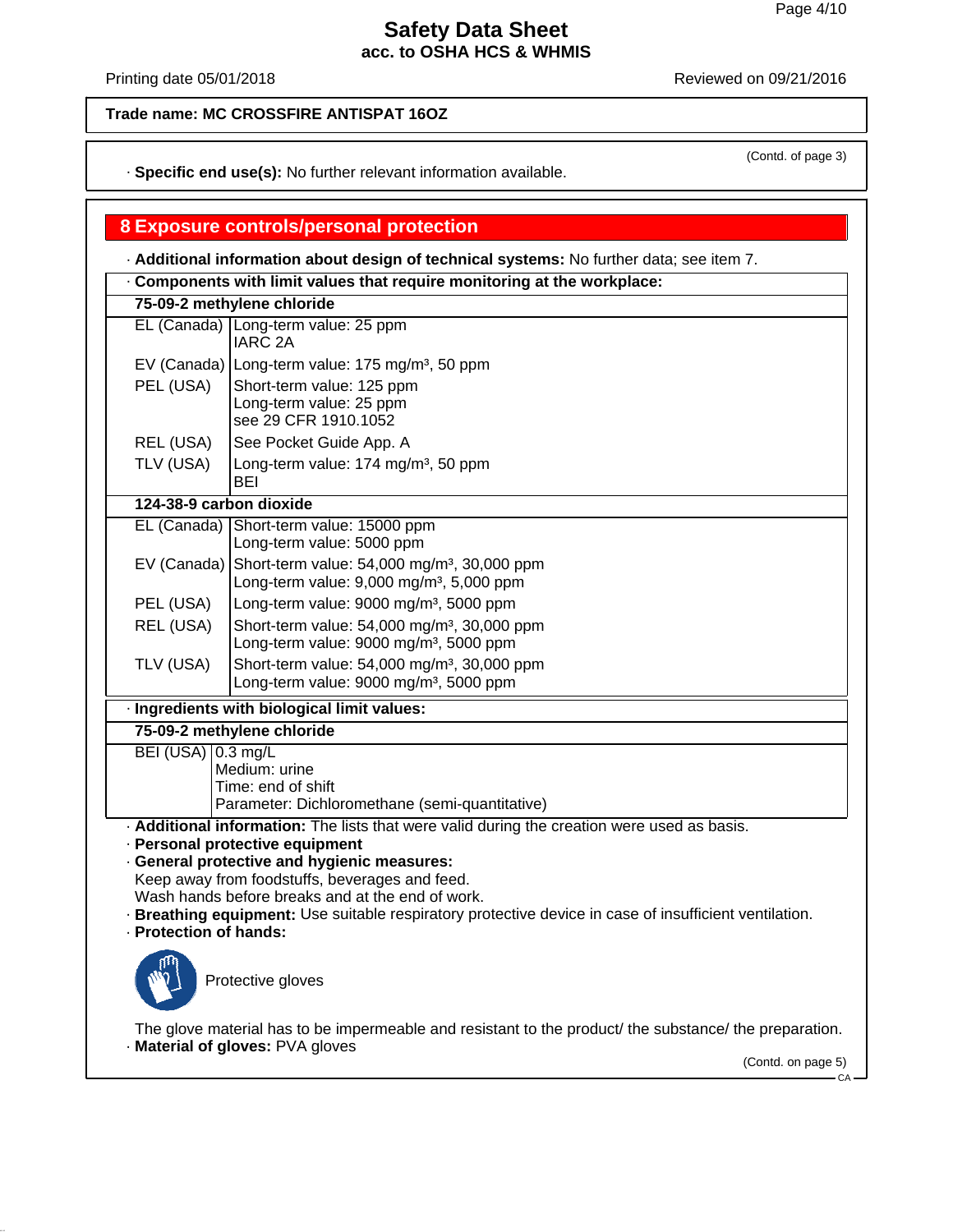Safety Data Sheet
acc. to OSHA HCS & WHMIS

Printing date 05/01/2018 Reviewed on 09/21/2016

**Trade name: MC CROSSFIRE ANTISPAT 16OZ**

(Contd. of page 3)

· **Specific end use(s):** No further relevant information available.

## 8 Exposure controls/personal protection

· **Additional information about design of technical systems:** No further data; see item 7.

· **Components with limit values that require monitoring at the workplace:**

| **75-09-2 methylene chloride** | |
|---|---|
| EL (Canada) | Long-term value: 25 ppm<br>IARC 2A |
| EV (Canada) | Long-term value: 175 mg/m³, 50 ppm |
| PEL (USA) | Short-term value: 125 ppm<br>Long-term value: 25 ppm<br>see 29 CFR 1910.1052 |
| REL (USA) | See Pocket Guide App. A |
| TLV (USA) | Long-term value: 174 mg/m³, 50 ppm<br>BEI |
| **124-38-9 carbon dioxide** | |
| EL (Canada) | Short-term value: 15000 ppm<br>Long-term value: 5000 ppm |
| EV (Canada) | Short-term value: 54,000 mg/m³, 30,000 ppm<br>Long-term value: 9,000 mg/m³, 5,000 ppm |
| PEL (USA) | Long-term value: 9000 mg/m³, 5000 ppm |
| REL (USA) | Short-term value: 54,000 mg/m³, 30,000 ppm<br>Long-term value: 9000 mg/m³, 5000 ppm |
| TLV (USA) | Short-term value: 54,000 mg/m³, 30,000 ppm<br>Long-term value: 9000 mg/m³, 5000 ppm |

· **Ingredients with biological limit values:**

| **75-09-2 methylene chloride** | |
|---|---|
| BEI (USA) | 0.3 mg/L<br>Medium: urine<br>Time: end of shift<br>Parameter: Dichloromethane (semi-quantitative) |

· **Additional information:** The lists that were valid during the creation were used as basis.

· **Personal protective equipment**

· **General protective and hygienic measures:**
Keep away from foodstuffs, beverages and feed.
Wash hands before breaks and at the end of work.

· **Breathing equipment:** Use suitable respiratory protective device in case of insufficient ventilation.

· **Protection of hands:**

Protective gloves

The glove material has to be impermeable and resistant to the product/ the substance/ the preparation.

· **Material of gloves:** PVA gloves

(Contd. on page 5)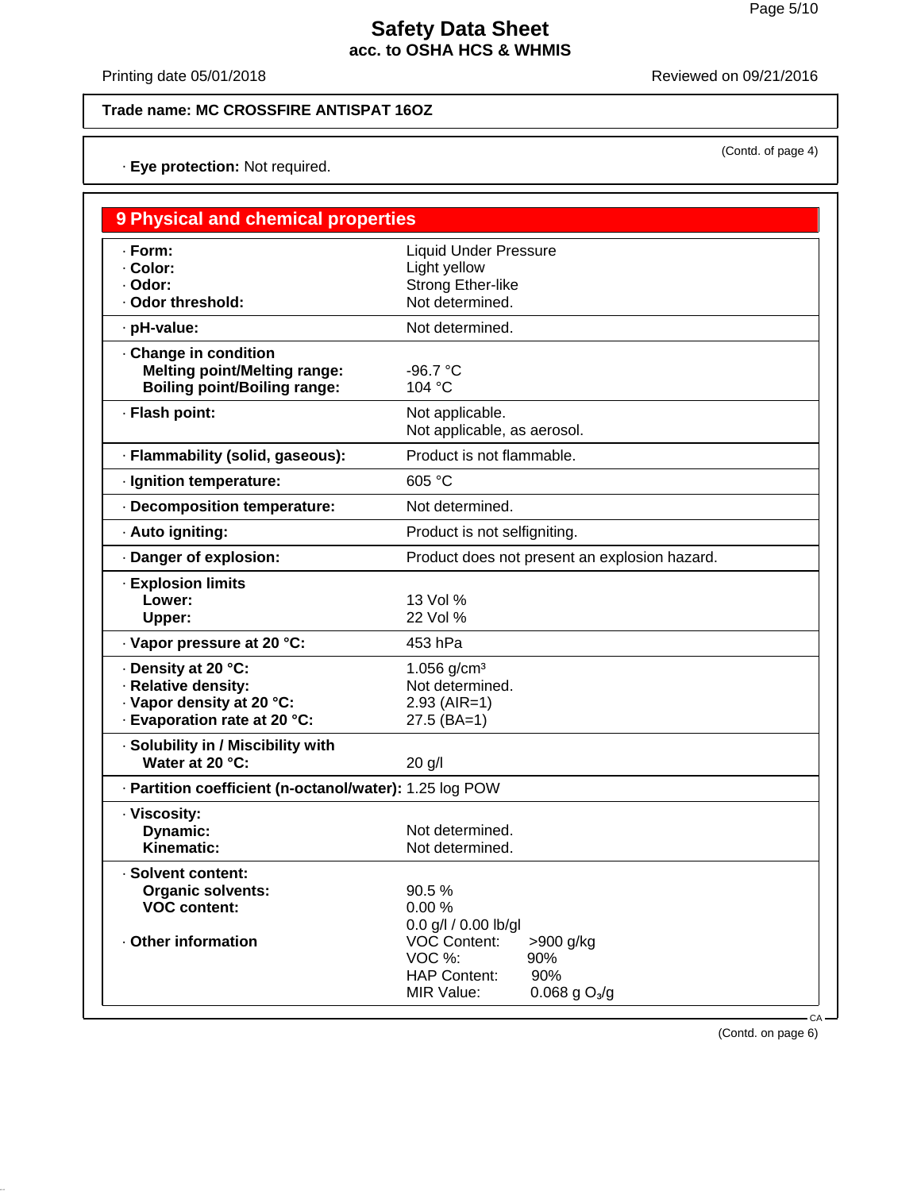**Trade name: MC CROSSFIRE ANTISPAT 16OZ**

(Contd. of page 4)

· **Eye protection:** Not required.

## 9 Physical and chemical properties

| | |
|---|---|
| · **Form:** | Liquid Under Pressure |
| · **Color:** | Light yellow |
| · **Odor:** | Strong Ether-like |
| · **Odor threshold:** | Not determined. |
| · **pH-value:** | Not determined. |
| · **Change in condition** | |
| **Melting point/Melting range:** | -96.7 °C |
| **Boiling point/Boiling range:** | 104 °C |
| · **Flash point:** | Not applicable. Not applicable, as aerosol. |
| · **Flammability (solid, gaseous):** | Product is not flammable. |
| · **Ignition temperature:** | 605 °C |
| · **Decomposition temperature:** | Not determined. |
| · **Auto igniting:** | Product is not selfigniting. |
| · **Danger of explosion:** | Product does not present an explosion hazard. |
| · **Explosion limits** | |
| **Lower:** | 13 Vol % |
| **Upper:** | 22 Vol % |
| · **Vapor pressure at 20 °C:** | 453 hPa |
| · **Density at 20 °C:** | 1.056 g/cm³ |
| · **Relative density:** | Not determined. |
| · **Vapor density at 20 °C:** | 2.93 (AIR=1) |
| · **Evaporation rate at 20 °C:** | 27.5 (BA=1) |
| · **Solubility in / Miscibility with** | |
| **Water at 20 °C:** | 20 g/l |
| · **Partition coefficient (n-octanol/water):** | 1.25 log POW |
| · **Viscosity:** | |
| **Dynamic:** | Not determined. |
| **Kinematic:** | Not determined. |
| · **Solvent content:** | |
| **Organic solvents:** | 90.5 % |
| **VOC content:** | 0.00 % |
| | 0.0 g/l / 0.00 lb/gl |
| · **Other information** | VOC Content: >900 g/kg |
| | VOC %: 90% |
| | HAP Content: 90% |
| | MIR Value: 0.068 g $O_3$/g |

(Contd. on page 6)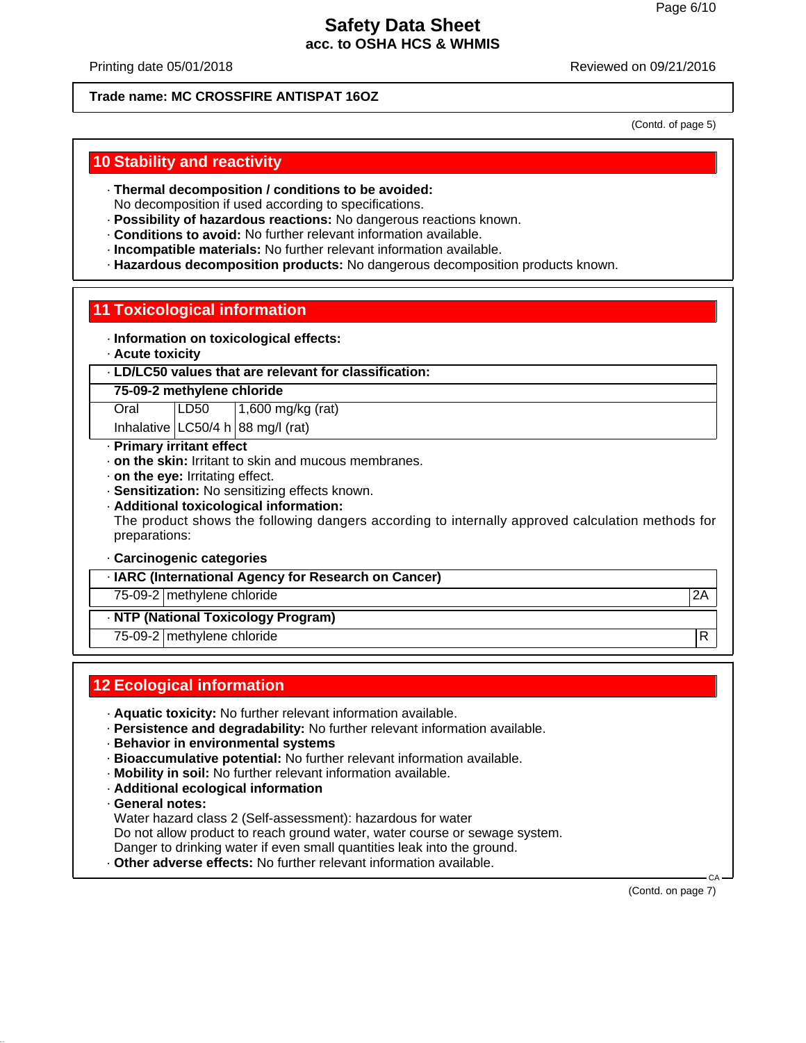Trade name: MC CROSSFIRE ANTISPAT 16OZ

(Contd. of page 5)

## 10 Stability and reactivity

- **Thermal decomposition / conditions to be avoided:**
  No decomposition if used according to specifications.
- **Possibility of hazardous reactions:** No dangerous reactions known.
- **Conditions to avoid:** No further relevant information available.
- **Incompatible materials:** No further relevant information available.
- **Hazardous decomposition products:** No dangerous decomposition products known.

## 11 Toxicological information

- **Information on toxicological effects:**
- **Acute toxicity**

| · LD/LC50 values that are relevant for classification: | | |
|---|---|---|
| **75-09-2 methylene chloride** | | |
| Oral | LD50 | 1,600 mg/kg (rat) |
| Inhalative | LC50/4 h | 88 mg/l (rat) |

- **Primary irritant effect**
- **on the skin:** Irritant to skin and mucous membranes.
- **on the eye:** Irritating effect.
- **Sensitization:** No sensitizing effects known.
- **Additional toxicological information:**
  The product shows the following dangers according to internally approved calculation methods for preparations:
- **Carcinogenic categories**

| · IARC (International Agency for Research on Cancer) | | |
|---|---|---|
| 75-09-2 | methylene chloride | 2A |

| · NTP (National Toxicology Program) | | |
|---|---|---|
| 75-09-2 | methylene chloride | R |

## 12 Ecological information

- **Aquatic toxicity:** No further relevant information available.
- **Persistence and degradability:** No further relevant information available.
- **Behavior in environmental systems**
- **Bioaccumulative potential:** No further relevant information available.
- **Mobility in soil:** No further relevant information available.
- **Additional ecological information**
- **General notes:**
  Water hazard class 2 (Self-assessment): hazardous for water
  Do not allow product to reach ground water, water course or sewage system.
  Danger to drinking water if even small quantities leak into the ground.
- **Other adverse effects:** No further relevant information available.

(Contd. on page 7)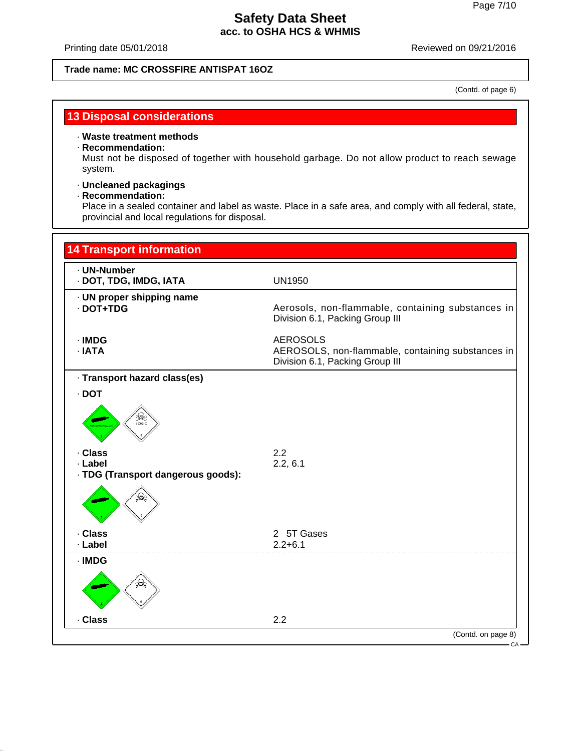**Safety Data Sheet**
**acc. to OSHA HCS & WHMIS**

Printing date 05/01/2018 — Reviewed on 09/21/2016

**Trade name: MC CROSSFIRE ANTISPAT 16OZ**

(Contd. of page 6)

## 13 Disposal considerations

· **Waste treatment methods**
· **Recommendation:**
Must not be disposed of together with household garbage. Do not allow product to reach sewage system.

· **Uncleaned packagings**
· **Recommendation:**
Place in a sealed container and label as waste. Place in a safe area, and comply with all federal, state, provincial and local regulations for disposal.

## 14 Transport information

| | |
|---|---|
| · **UN-Number** | |
| · **DOT, TDG, IMDG, IATA** | UN1950 |
| · **UN proper shipping name** | |
| · **DOT+TDG** | Aerosols, non-flammable, containing substances in Division 6.1, Packing Group III |
| · **IMDG** | AEROSOLS |
| · **IATA** | AEROSOLS, non-flammable, containing substances in Division 6.1, Packing Group III |
| · **Transport hazard class(es)** | |
| · **DOT** | |
| · **Class** | 2.2 |
| · **Label** | 2.2, 6.1 |
| · **TDG (Transport dangerous goods):** | |
| · **Class** | 2 5T Gases |
| · **Label** | 2.2+6.1 |
| · **IMDG** | |
| · **Class** | 2.2 |

(Contd. on page 8)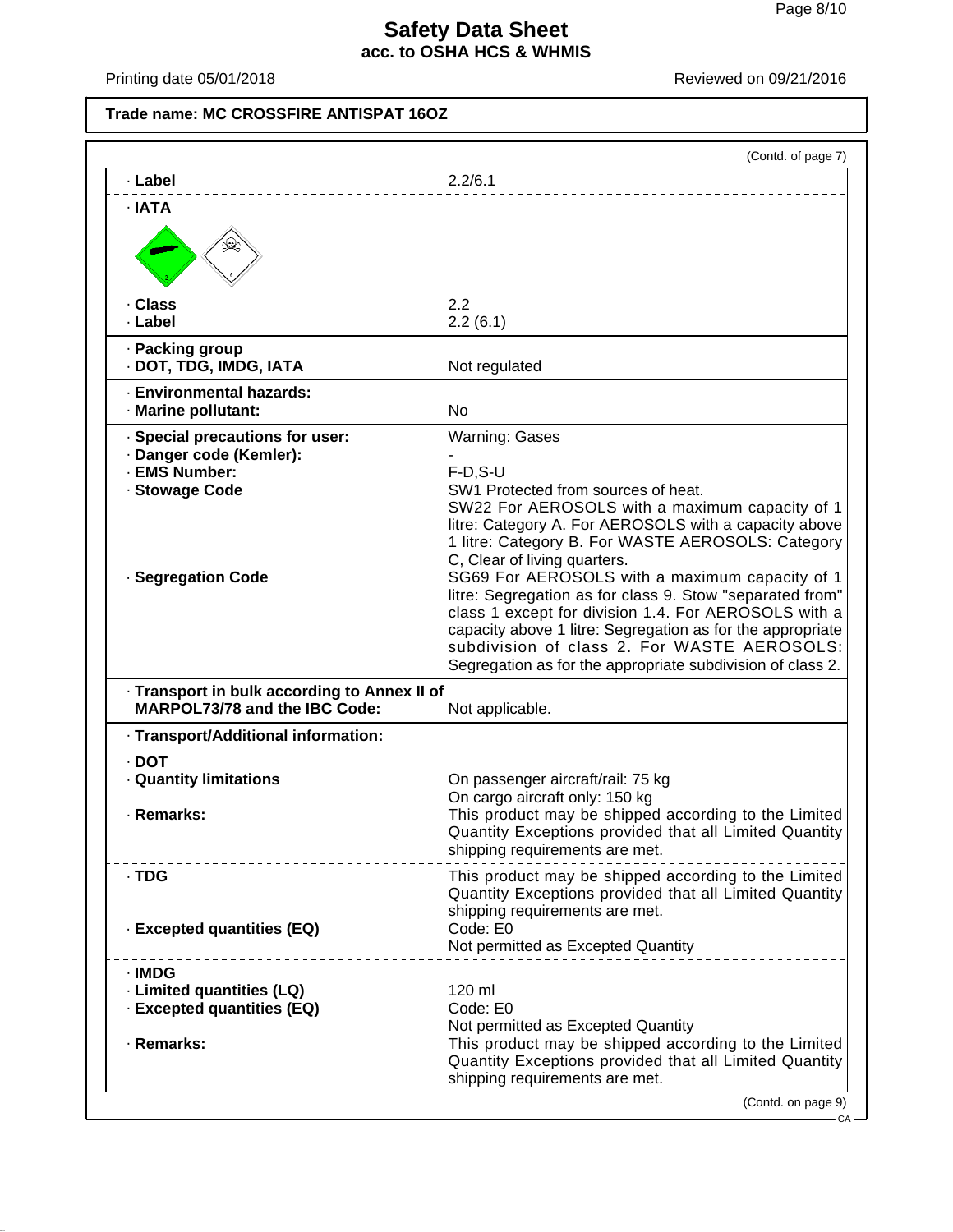**Trade name: MC CROSSFIRE ANTISPAT 16OZ**

(Contd. of page 7)

| | |
|---|---|
| · **Label** | 2.2/6.1 |
| · **IATA** | |
| · **Class** | 2.2 |
| · **Label** | 2.2 (6.1) |
| · **Packing group** | |
| · **DOT, TDG, IMDG, IATA** | Not regulated |
| · **Environmental hazards:** | |
| · **Marine pollutant:** | No |
| · **Special precautions for user:** | Warning: Gases |
| · **Danger code (Kemler):** | - |
| · **EMS Number:** | F-D,S-U |
| · **Stowage Code** | SW1 Protected from sources of heat. SW22 For AEROSOLS with a maximum capacity of 1 litre: Category A. For AEROSOLS with a capacity above 1 litre: Category B. For WASTE AEROSOLS: Category C, Clear of living quarters. |
| · **Segregation Code** | SG69 For AEROSOLS with a maximum capacity of 1 litre: Segregation as for class 9. Stow "separated from" class 1 except for division 1.4. For AEROSOLS with a capacity above 1 litre: Segregation as for the appropriate subdivision of class 2. For WASTE AEROSOLS: Segregation as for the appropriate subdivision of class 2. |
| · **Transport in bulk according to Annex II of MARPOL73/78 and the IBC Code:** | Not applicable. |
| · **Transport/Additional information:** | |
| · **DOT** | |
| · **Quantity limitations** | On passenger aircraft/rail: 75 kg<br>On cargo aircraft only: 150 kg |
| · **Remarks:** | This product may be shipped according to the Limited Quantity Exceptions provided that all Limited Quantity shipping requirements are met. |
| · **TDG** | This product may be shipped according to the Limited Quantity Exceptions provided that all Limited Quantity shipping requirements are met. |
| · **Excepted quantities (EQ)** | Code: E0<br>Not permitted as Excepted Quantity |
| · **IMDG** | |
| · **Limited quantities (LQ)** | 120 ml |
| · **Excepted quantities (EQ)** | Code: E0<br>Not permitted as Excepted Quantity |
| · **Remarks:** | This product may be shipped according to the Limited Quantity Exceptions provided that all Limited Quantity shipping requirements are met. |

(Contd. on page 9)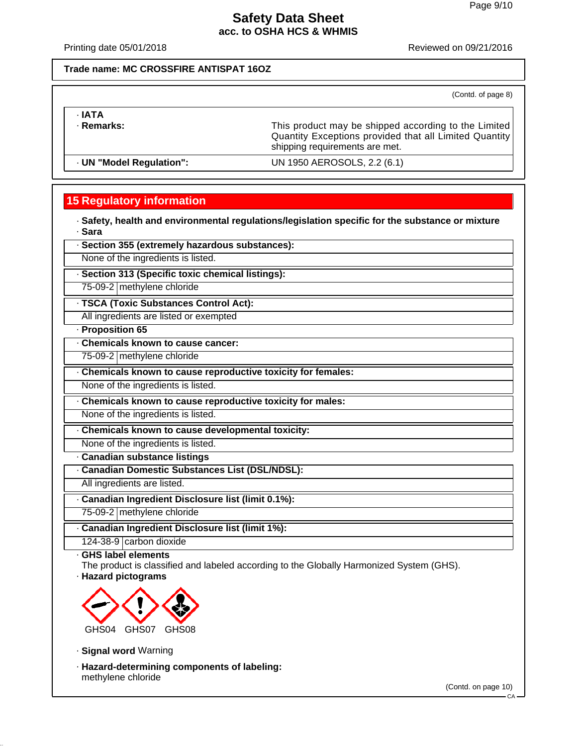**Safety Data Sheet**
**acc. to OSHA HCS & WHMIS**

Printing date 05/01/2018 Reviewed on 09/21/2016

**Trade name: MC CROSSFIRE ANTISPAT 16OZ**

(Contd. of page 8)

| | |
|---|---|
| · **IATA** | |
| · **Remarks:** | This product may be shipped according to the Limited Quantity Exceptions provided that all Limited Quantity shipping requirements are met. |
| · **UN "Model Regulation":** | UN 1950 AEROSOLS, 2.2 (6.1) |

## 15 Regulatory information

· **Safety, health and environmental regulations/legislation specific for the substance or mixture**
· **Sara**

· **Section 355 (extremely hazardous substances):**
None of the ingredients is listed.

· **Section 313 (Specific toxic chemical listings):**

| | |
|---|---|
| 75-09-2 | methylene chloride |

· **TSCA (Toxic Substances Control Act):**
All ingredients are listed or exempted

· **Proposition 65**

· **Chemicals known to cause cancer:**

| | |
|---|---|
| 75-09-2 | methylene chloride |

· **Chemicals known to cause reproductive toxicity for females:**
None of the ingredients is listed.

· **Chemicals known to cause reproductive toxicity for males:**
None of the ingredients is listed.

· **Chemicals known to cause developmental toxicity:**
None of the ingredients is listed.

· **Canadian substance listings**

· **Canadian Domestic Substances List (DSL/NDSL):**
All ingredients are listed.

· **Canadian Ingredient Disclosure list (limit 0.1%):**

| | |
|---|---|
| 75-09-2 | methylene chloride |

· **Canadian Ingredient Disclosure list (limit 1%):**

| | |
|---|---|
| 124-38-9 | carbon dioxide |

· **GHS label elements**
The product is classified and labeled according to the Globally Harmonized System (GHS).

· **Hazard pictograms**

GHS04 GHS07 GHS08

· **Signal word** Warning

· **Hazard-determining components of labeling:**
methylene chloride

(Contd. on page 10)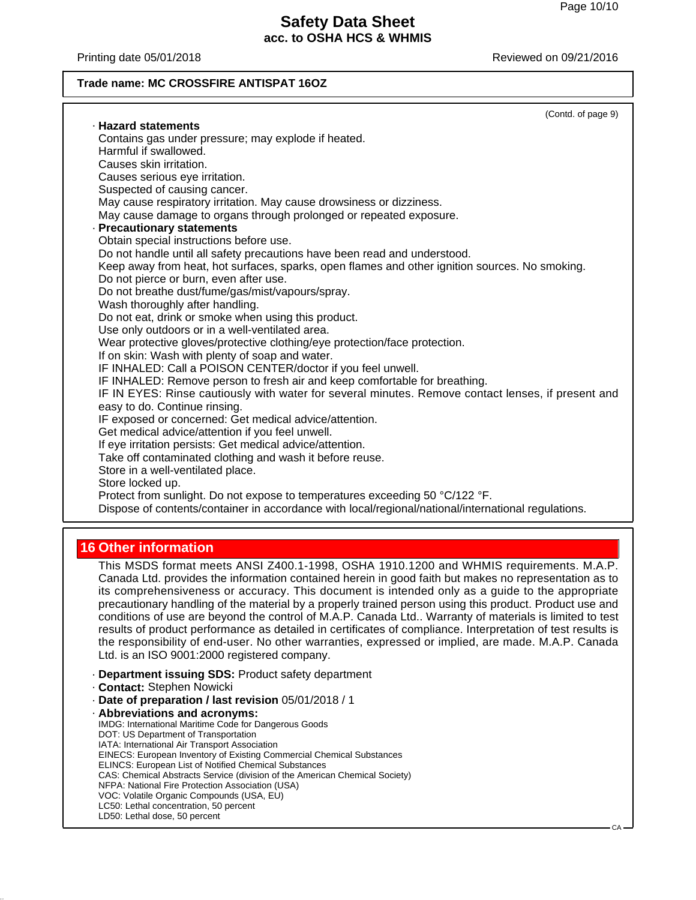**Trade name: MC CROSSFIRE ANTISPAT 16OZ**

(Contd. of page 9)

· **Hazard statements**

Contains gas under pressure; may explode if heated.
Harmful if swallowed.
Causes skin irritation.
Causes serious eye irritation.
Suspected of causing cancer.
May cause respiratory irritation. May cause drowsiness or dizziness.
May cause damage to organs through prolonged or repeated exposure.

· **Precautionary statements**

Obtain special instructions before use.
Do not handle until all safety precautions have been read and understood.
Keep away from heat, hot surfaces, sparks, open flames and other ignition sources. No smoking.
Do not pierce or burn, even after use.
Do not breathe dust/fume/gas/mist/vapours/spray.
Wash thoroughly after handling.
Do not eat, drink or smoke when using this product.
Use only outdoors or in a well-ventilated area.
Wear protective gloves/protective clothing/eye protection/face protection.
If on skin: Wash with plenty of soap and water.
IF INHALED: Call a POISON CENTER/doctor if you feel unwell.
IF INHALED: Remove person to fresh air and keep comfortable for breathing.
IF IN EYES: Rinse cautiously with water for several minutes. Remove contact lenses, if present and easy to do. Continue rinsing.
IF exposed or concerned: Get medical advice/attention.
Get medical advice/attention if you feel unwell.
If eye irritation persists: Get medical advice/attention.
Take off contaminated clothing and wash it before reuse.
Store in a well-ventilated place.
Store locked up.
Protect from sunlight. Do not expose to temperatures exceeding 50 °C/122 °F.
Dispose of contents/container in accordance with local/regional/national/international regulations.

## 16 Other information

This MSDS format meets ANSI Z400.1-1998, OSHA 1910.1200 and WHMIS requirements. M.A.P. Canada Ltd. provides the information contained herein in good faith but makes no representation as to its comprehensiveness or accuracy. This document is intended only as a guide to the appropriate precautionary handling of the material by a properly trained person using this product. Product use and conditions of use are beyond the control of M.A.P. Canada Ltd.. Warranty of materials is limited to test results of product performance as detailed in certificates of compliance. Interpretation of test results is the responsibility of end-user. No other warranties, expressed or implied, are made. M.A.P. Canada Ltd. is an ISO 9001:2000 registered company.

· **Department issuing SDS:** Product safety department
· **Contact:** Stephen Nowicki
· **Date of preparation / last revision** 05/01/2018 / 1
· **Abbreviations and acronyms:**
IMDG: International Maritime Code for Dangerous Goods
DOT: US Department of Transportation
IATA: International Air Transport Association
EINECS: European Inventory of Existing Commercial Chemical Substances
ELINCS: European List of Notified Chemical Substances
CAS: Chemical Abstracts Service (division of the American Chemical Society)
NFPA: National Fire Protection Association (USA)
VOC: Volatile Organic Compounds (USA, EU)
LC50: Lethal concentration, 50 percent
LD50: Lethal dose, 50 percent